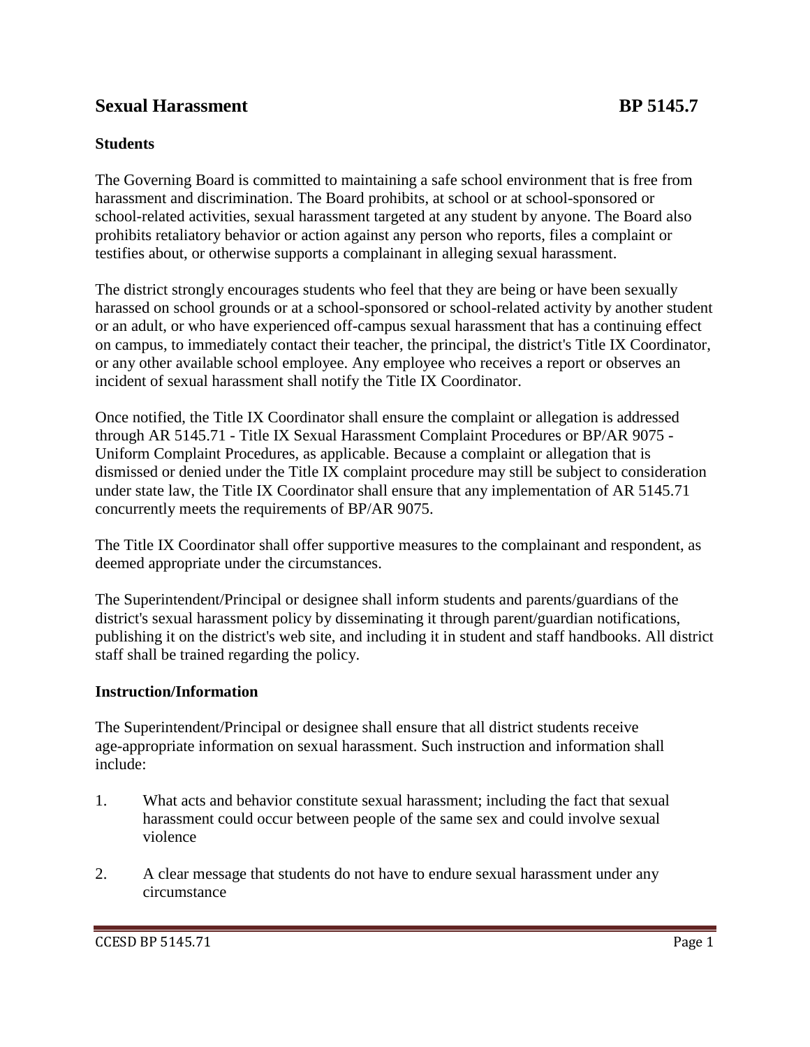# Sexual Harassment BP 5145.7

**Students**

The Governing Board is committed to maintaining a safe school environment that is free from harassment and discrimination. The Board prohibits, at school or at school-sponsored or school-related activities, sexual harassment targeted at any student by anyone. The Board also prohibits retaliatory behavior or action against any person who reports, files a complaint or testifies about, or otherwise supports a complainant in alleging sexual harassment.

The district strongly encourages students who feel that they are being or have been sexually harassed on school grounds or at a school-sponsored or school-related activity by another student or an adult, or who have experienced off-campus sexual harassment that has a continuing effect on campus, to immediately contact their teacher, the principal, the district's Title IX Coordinator, or any other available school employee. Any employee who receives a report or observes an incident of sexual harassment shall notify the Title IX Coordinator.

Once notified, the Title IX Coordinator shall ensure the complaint or allegation is addressed through AR 5145.71 - Title IX Sexual Harassment Complaint Procedures or BP/AR 9075 - Uniform Complaint Procedures, as applicable. Because a complaint or allegation that is dismissed or denied under the Title IX complaint procedure may still be subject to consideration under state law, the Title IX Coordinator shall ensure that any implementation of AR 5145.71 concurrently meets the requirements of BP/AR 9075.

The Title IX Coordinator shall offer supportive measures to the complainant and respondent, as deemed appropriate under the circumstances.

The Superintendent/Principal or designee shall inform students and parents/guardians of the district's sexual harassment policy by disseminating it through parent/guardian notifications, publishing it on the district's web site, and including it in student and staff handbooks. All district staff shall be trained regarding the policy.

**Instruction/Information**

The Superintendent/Principal or designee shall ensure that all district students receive age-appropriate information on sexual harassment. Such instruction and information shall include:

1. What acts and behavior constitute sexual harassment; including the fact that sexual harassment could occur between people of the same sex and could involve sexual violence

2. A clear message that students do not have to endure sexual harassment under any circumstance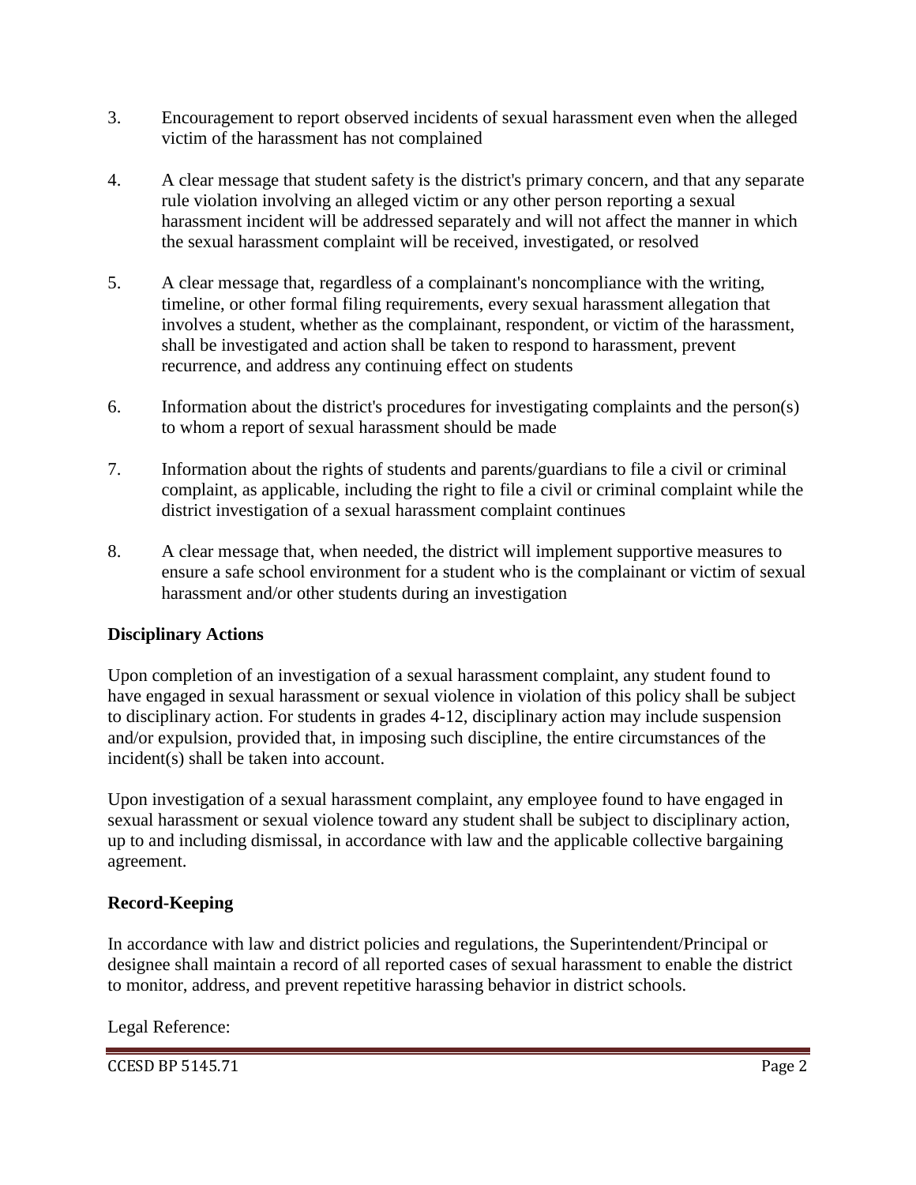3. Encouragement to report observed incidents of sexual harassment even when the alleged victim of the harassment has not complained

4. A clear message that student safety is the district's primary concern, and that any separate rule violation involving an alleged victim or any other person reporting a sexual harassment incident will be addressed separately and will not affect the manner in which the sexual harassment complaint will be received, investigated, or resolved

5. A clear message that, regardless of a complainant's noncompliance with the writing, timeline, or other formal filing requirements, every sexual harassment allegation that involves a student, whether as the complainant, respondent, or victim of the harassment, shall be investigated and action shall be taken to respond to harassment, prevent recurrence, and address any continuing effect on students

6. Information about the district's procedures for investigating complaints and the person(s) to whom a report of sexual harassment should be made

7. Information about the rights of students and parents/guardians to file a civil or criminal complaint, as applicable, including the right to file a civil or criminal complaint while the district investigation of a sexual harassment complaint continues

8. A clear message that, when needed, the district will implement supportive measures to ensure a safe school environment for a student who is the complainant or victim of sexual harassment and/or other students during an investigation

**Disciplinary Actions**

Upon completion of an investigation of a sexual harassment complaint, any student found to have engaged in sexual harassment or sexual violence in violation of this policy shall be subject to disciplinary action. For students in grades 4-12, disciplinary action may include suspension and/or expulsion, provided that, in imposing such discipline, the entire circumstances of the incident(s) shall be taken into account.

Upon investigation of a sexual harassment complaint, any employee found to have engaged in sexual harassment or sexual violence toward any student shall be subject to disciplinary action, up to and including dismissal, in accordance with law and the applicable collective bargaining agreement.

**Record-Keeping**

In accordance with law and district policies and regulations, the Superintendent/Principal or designee shall maintain a record of all reported cases of sexual harassment to enable the district to monitor, address, and prevent repetitive harassing behavior in district schools.

Legal Reference: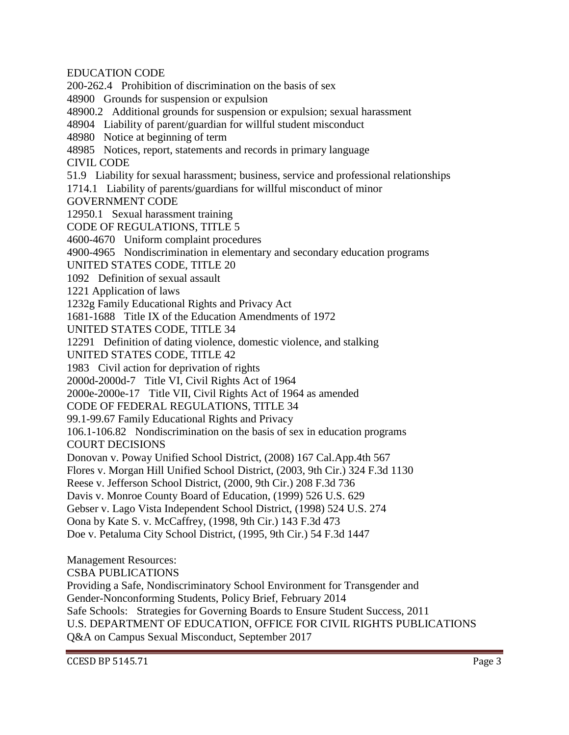EDUCATION CODE

200-262.4 Prohibition of discrimination on the basis of sex

48900 Grounds for suspension or expulsion

48900.2 Additional grounds for suspension or expulsion; sexual harassment

48904 Liability of parent/guardian for willful student misconduct

48980 Notice at beginning of term

48985 Notices, report, statements and records in primary language

CIVIL CODE

51.9 Liability for sexual harassment; business, service and professional relationships

1714.1 Liability of parents/guardians for willful misconduct of minor

GOVERNMENT CODE

12950.1 Sexual harassment training

CODE OF REGULATIONS, TITLE 5

4600-4670 Uniform complaint procedures

4900-4965 Nondiscrimination in elementary and secondary education programs

UNITED STATES CODE, TITLE 20

1092 Definition of sexual assault

1221 Application of laws

1232g Family Educational Rights and Privacy Act

1681-1688 Title IX of the Education Amendments of 1972

UNITED STATES CODE, TITLE 34

12291 Definition of dating violence, domestic violence, and stalking

UNITED STATES CODE, TITLE 42

1983 Civil action for deprivation of rights

2000d-2000d-7 Title VI, Civil Rights Act of 1964

2000e-2000e-17 Title VII, Civil Rights Act of 1964 as amended

CODE OF FEDERAL REGULATIONS, TITLE 34

99.1-99.67 Family Educational Rights and Privacy

106.1-106.82 Nondiscrimination on the basis of sex in education programs

COURT DECISIONS

Donovan v. Poway Unified School District, (2008) 167 Cal.App.4th 567

Flores v. Morgan Hill Unified School District, (2003, 9th Cir.) 324 F.3d 1130

Reese v. Jefferson School District, (2000, 9th Cir.) 208 F.3d 736

Davis v. Monroe County Board of Education, (1999) 526 U.S. 629

Gebser v. Lago Vista Independent School District, (1998) 524 U.S. 274

Oona by Kate S. v. McCaffrey, (1998, 9th Cir.) 143 F.3d 473

Doe v. Petaluma City School District, (1995, 9th Cir.) 54 F.3d 1447

Management Resources:

CSBA PUBLICATIONS

Providing a Safe, Nondiscriminatory School Environment for Transgender and Gender-Nonconforming Students, Policy Brief, February 2014

Safe Schools: Strategies for Governing Boards to Ensure Student Success, 2011

U.S. DEPARTMENT OF EDUCATION, OFFICE FOR CIVIL RIGHTS PUBLICATIONS

Q&A on Campus Sexual Misconduct, September 2017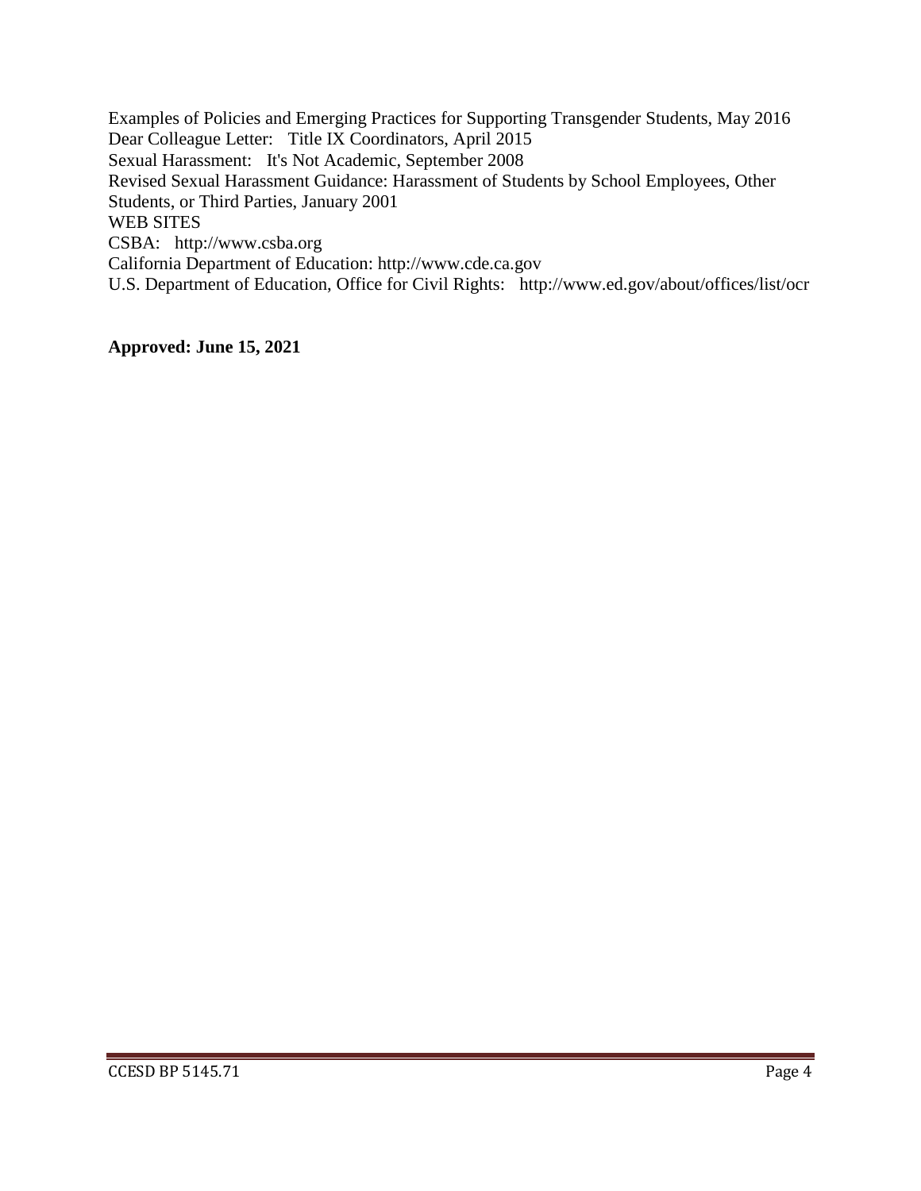Examples of Policies and Emerging Practices for Supporting Transgender Students, May 2016
Dear Colleague Letter: Title IX Coordinators, April 2015
Sexual Harassment: It's Not Academic, September 2008
Revised Sexual Harassment Guidance: Harassment of Students by School Employees, Other Students, or Third Parties, January 2001

WEB SITES

CSBA: http://www.csba.org
California Department of Education: http://www.cde.ca.gov
U.S. Department of Education, Office for Civil Rights: http://www.ed.gov/about/offices/list/ocr

**Approved: June 15, 2021**